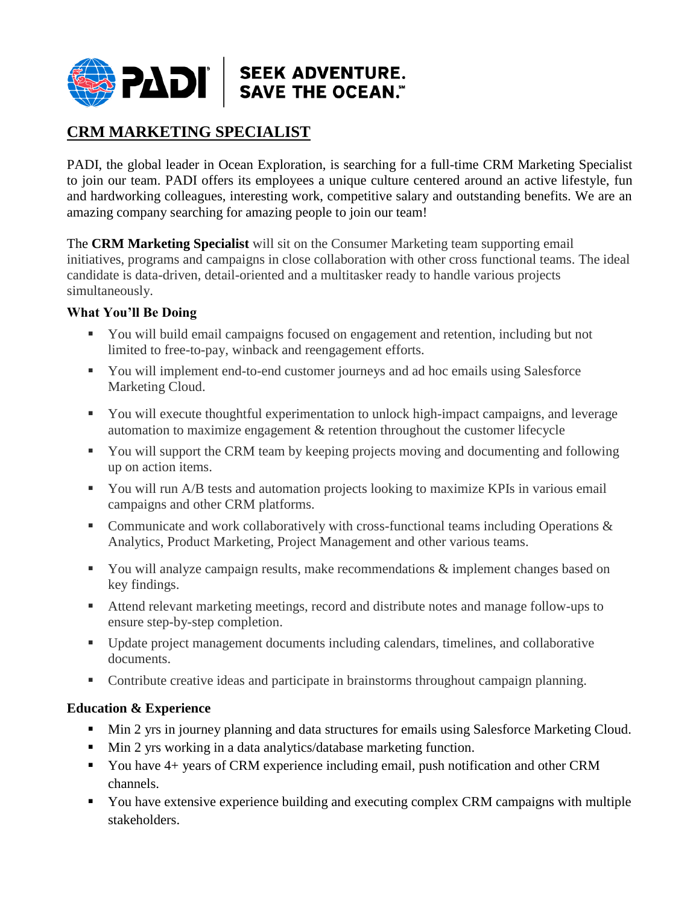PADI | SEEK ADVENTURE. SAVE THE OCEAN.℠

# CRM MARKETING SPECIALIST

PADI, the global leader in Ocean Exploration, is searching for a full-time CRM Marketing Specialist to join our team. PADI offers its employees a unique culture centered around an active lifestyle, fun and hardworking colleagues, interesting work, competitive salary and outstanding benefits. We are an amazing company searching for amazing people to join our team!

The **CRM Marketing Specialist** will sit on the Consumer Marketing team supporting email initiatives, programs and campaigns in close collaboration with other cross functional teams. The ideal candidate is data-driven, detail-oriented and a multitasker ready to handle various projects simultaneously.

### What You'll Be Doing

- You will build email campaigns focused on engagement and retention, including but not limited to free-to-pay, winback and reengagement efforts.
- You will implement end-to-end customer journeys and ad hoc emails using Salesforce Marketing Cloud.
- You will execute thoughtful experimentation to unlock high-impact campaigns, and leverage automation to maximize engagement & retention throughout the customer lifecycle
- You will support the CRM team by keeping projects moving and documenting and following up on action items.
- You will run A/B tests and automation projects looking to maximize KPIs in various email campaigns and other CRM platforms.
- Communicate and work collaboratively with cross-functional teams including Operations & Analytics, Product Marketing, Project Management and other various teams.
- You will analyze campaign results, make recommendations & implement changes based on key findings.
- Attend relevant marketing meetings, record and distribute notes and manage follow-ups to ensure step-by-step completion.
- Update project management documents including calendars, timelines, and collaborative documents.
- Contribute creative ideas and participate in brainstorms throughout campaign planning.

### Education & Experience

- Min 2 yrs in journey planning and data structures for emails using Salesforce Marketing Cloud.
- Min 2 yrs working in a data analytics/database marketing function.
- You have 4+ years of CRM experience including email, push notification and other CRM channels.
- You have extensive experience building and executing complex CRM campaigns with multiple stakeholders.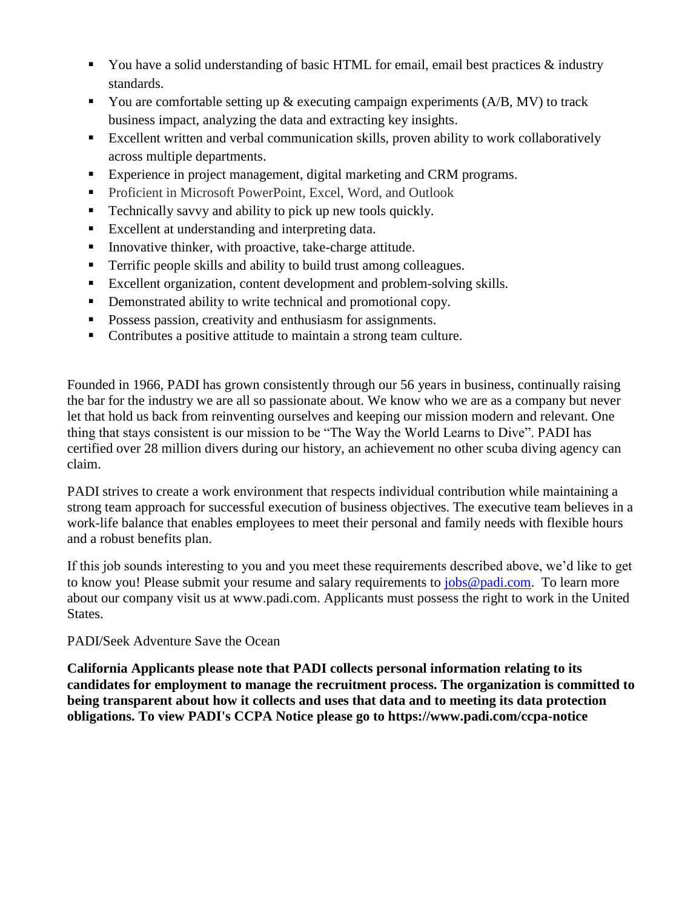- You have a solid understanding of basic HTML for email, email best practices & industry standards.
- You are comfortable setting up & executing campaign experiments (A/B, MV) to track business impact, analyzing the data and extracting key insights.
- Excellent written and verbal communication skills, proven ability to work collaboratively across multiple departments.
- Experience in project management, digital marketing and CRM programs.
- Proficient in Microsoft PowerPoint, Excel, Word, and Outlook
- Technically savvy and ability to pick up new tools quickly.
- Excellent at understanding and interpreting data.
- Innovative thinker, with proactive, take-charge attitude.
- Terrific people skills and ability to build trust among colleagues.
- Excellent organization, content development and problem-solving skills.
- Demonstrated ability to write technical and promotional copy.
- Possess passion, creativity and enthusiasm for assignments.
- Contributes a positive attitude to maintain a strong team culture.

Founded in 1966, PADI has grown consistently through our 56 years in business, continually raising the bar for the industry we are all so passionate about. We know who we are as a company but never let that hold us back from reinventing ourselves and keeping our mission modern and relevant. One thing that stays consistent is our mission to be "The Way the World Learns to Dive". PADI has certified over 28 million divers during our history, an achievement no other scuba diving agency can claim.

PADI strives to create a work environment that respects individual contribution while maintaining a strong team approach for successful execution of business objectives. The executive team believes in a work-life balance that enables employees to meet their personal and family needs with flexible hours and a robust benefits plan.

If this job sounds interesting to you and you meet these requirements described above, we'd like to get to know you! Please submit your resume and salary requirements to [jobs@padi.com](mailto:jobs@padi.com). To learn more about our company visit us at www.padi.com. Applicants must possess the right to work in the United States.

PADI/Seek Adventure Save the Ocean

**California Applicants please note that PADI collects personal information relating to its candidates for employment to manage the recruitment process. The organization is committed to being transparent about how it collects and uses that data and to meeting its data protection obligations. To view PADI's CCPA Notice please go to https://www.padi.com/ccpa-notice**